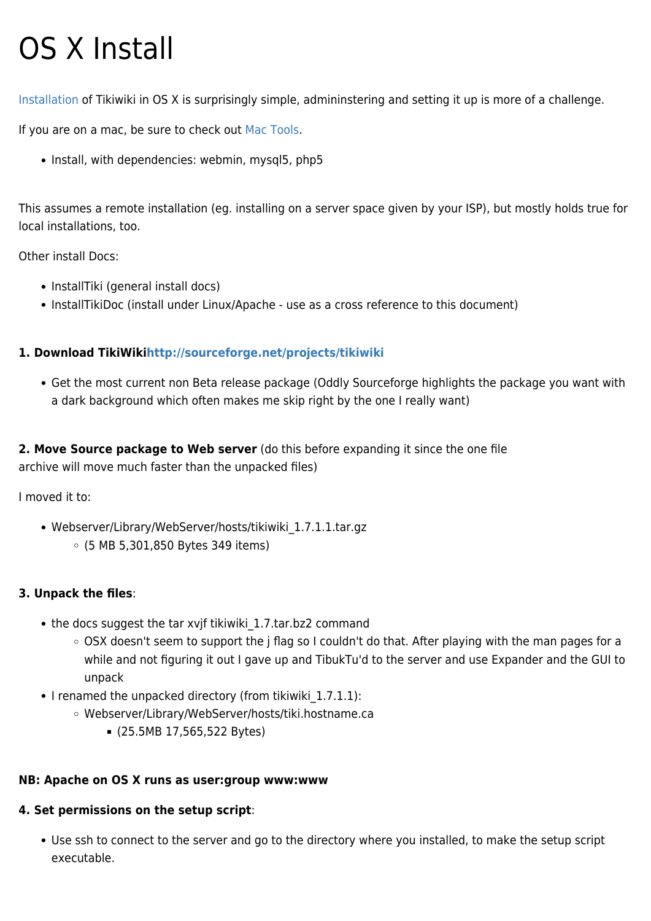# OS X Install

Installation of Tikiwiki in OS X is surprisingly simple, admininstering and setting it up is more of a challenge.

If you are on a mac, be sure to check out Mac Tools.

- Install, with dependencies: webmin, mysql5, php5

This assumes a remote installation (eg. installing on a server space given by your ISP), but mostly holds true for local installations, too.

Other install Docs:

- InstallTiki (general install docs)
- InstallTikiDoc (install under Linux/Apache - use as a cross reference to this document)

**1. Download TikiWikihttp://sourceforge.net/projects/tikiwiki**

- Get the most current non Beta release package (Oddly Sourceforge highlights the package you want with a dark background which often makes me skip right by the one I really want)

**2. Move Source package to Web server** (do this before expanding it since the one file archive will move much faster than the unpacked files)

I moved it to:

- Webserver/Library/WebServer/hosts/tikiwiki_1.7.1.1.tar.gz
  - (5 MB 5,301,850 Bytes 349 items)

**3. Unpack the files**:

- the docs suggest the tar xvjf tikiwiki_1.7.tar.bz2 command
  - OSX doesn't seem to support the j flag so I couldn't do that. After playing with the man pages for a while and not figuring it out I gave up and TibukTu'd to the server and use Expander and the GUI to unpack
- I renamed the unpacked directory (from tikiwiki_1.7.1.1):
  - Webserver/Library/WebServer/hosts/tiki.hostname.ca
    - (25.5MB 17,565,522 Bytes)

**NB: Apache on OS X runs as user:group www:www**

**4. Set permissions on the setup script**:

- Use ssh to connect to the server and go to the directory where you installed, to make the setup script executable.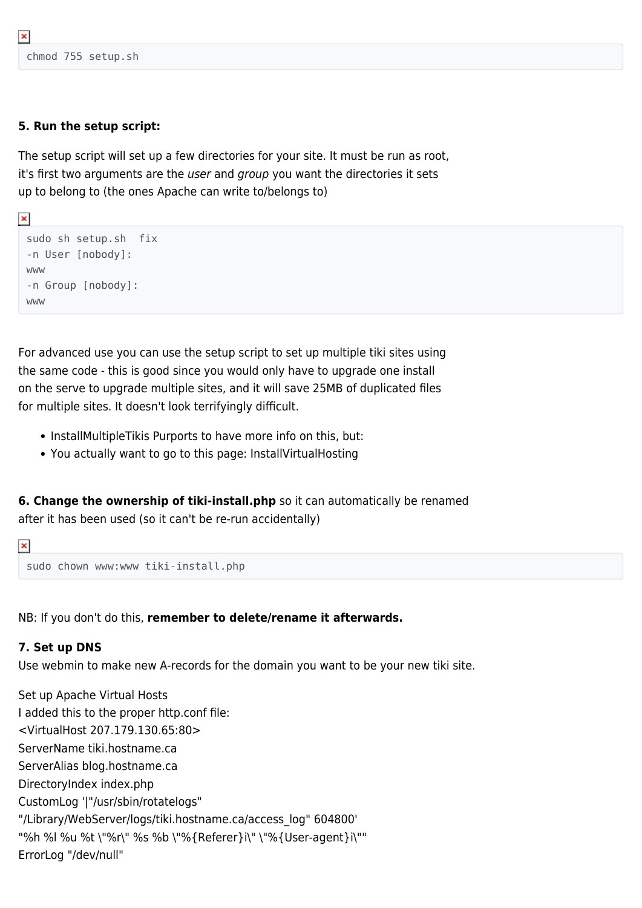```
chmod 755 setup.sh
```

**5. Run the setup script:**

The setup script will set up a few directories for your site. It must be run as root, it's first two arguments are the *user* and *group* you want the directories it sets up to belong to (the ones Apache can write to/belongs to)

```
sudo sh setup.sh  fix
-n User [nobody]:
www
-n Group [nobody]:
www
```

For advanced use you can use the setup script to set up multiple tiki sites using the same code - this is good since you would only have to upgrade one install on the serve to upgrade multiple sites, and it will save 25MB of duplicated files for multiple sites. It doesn't look terrifyingly difficult.

- InstallMultipleTikis Purports to have more info on this, but:
- You actually want to go to this page: InstallVirtualHosting

**6. Change the ownership of tiki-install.php** so it can automatically be renamed after it has been used (so it can't be re-run accidentally)

```
sudo chown www:www tiki-install.php
```

NB: If you don't do this, **remember to delete/rename it afterwards.**

**7. Set up DNS**
Use webmin to make new A-records for the domain you want to be your new tiki site.

Set up Apache Virtual Hosts
I added this to the proper http.conf file:
<VirtualHost 207.179.130.65:80>
ServerName tiki.hostname.ca
ServerAlias blog.hostname.ca
DirectoryIndex index.php
CustomLog '|"/usr/sbin/rotatelogs"
"/Library/WebServer/logs/tiki.hostname.ca/access_log" 604800'
"%h %l %u %t \"%r\" %s %b \"%{Referer}i\" \"%{User-agent}i\""
ErrorLog "/dev/null"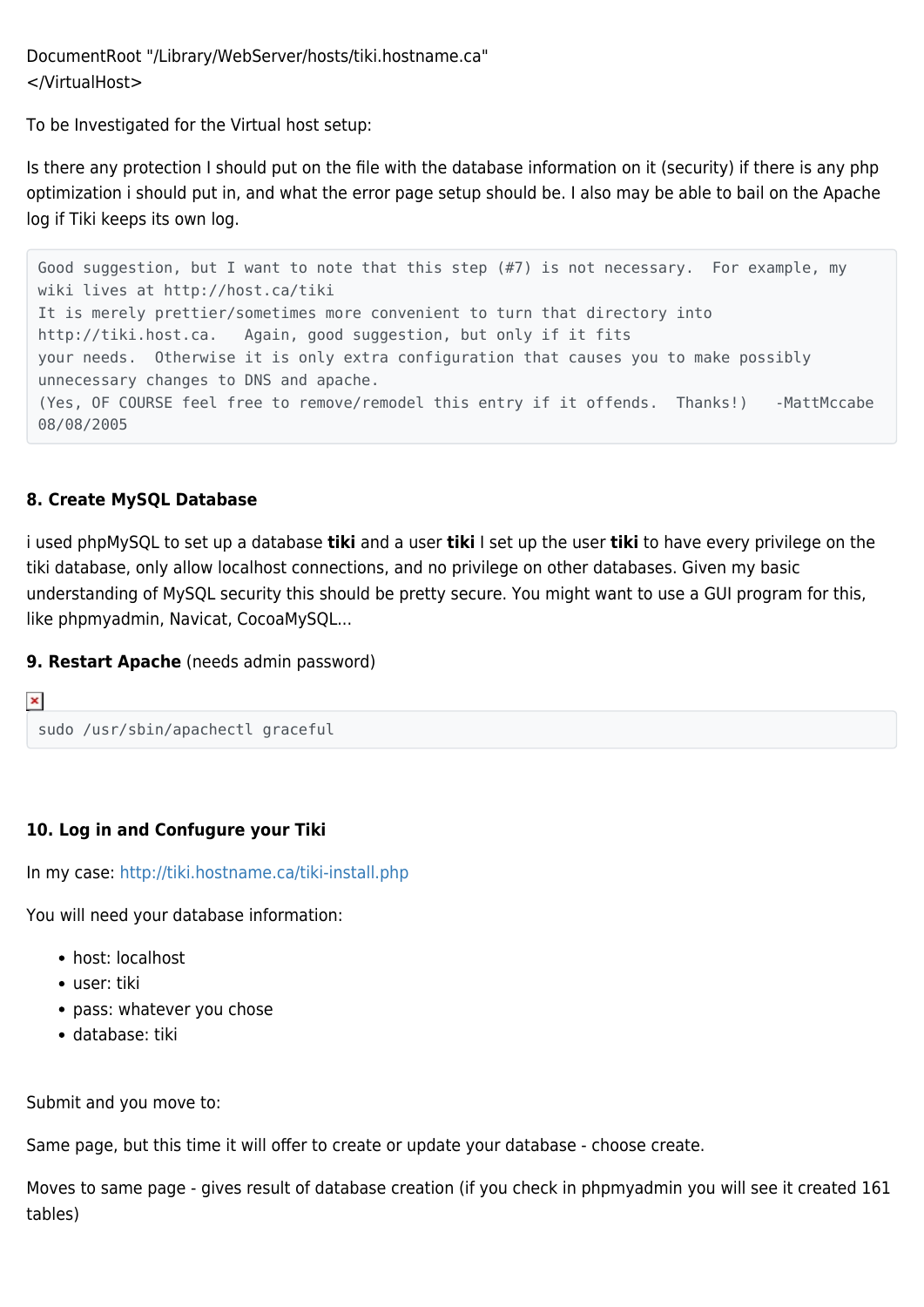DocumentRoot "/Library/WebServer/hosts/tiki.hostname.ca"
</VirtualHost>

To be Investigated for the Virtual host setup:

Is there any protection I should put on the file with the database information on it (security) if there is any php optimization i should put in, and what the error page setup should be. I also may be able to bail on the Apache log if Tiki keeps its own log.

```
Good suggestion, but I want to note that this step (#7) is not necessary.  For example, my
wiki lives at http://host.ca/tiki
It is merely prettier/sometimes more convenient to turn that directory into
http://tiki.host.ca.   Again, good suggestion, but only if it fits
your needs.  Otherwise it is only extra configuration that causes you to make possibly
unnecessary changes to DNS and apache.
(Yes, OF COURSE feel free to remove/remodel this entry if it offends.  Thanks!)   -MattMccabe
08/08/2005
```

**8. Create MySQL Database**

i used phpMySQL to set up a database **tiki** and a user **tiki** I set up the user **tiki** to have every privilege on the tiki database, only allow localhost connections, and no privilege on other databases. Given my basic understanding of MySQL security this should be pretty secure. You might want to use a GUI program for this, like phpmyadmin, Navicat, CocoaMySQL...

**9. Restart Apache** (needs admin password)

```
sudo /usr/sbin/apachectl graceful
```

**10. Log in and Confugure your Tiki**

In my case: http://tiki.hostname.ca/tiki-install.php

You will need your database information:

- host: localhost
- user: tiki
- pass: whatever you chose
- database: tiki

Submit and you move to:

Same page, but this time it will offer to create or update your database - choose create.

Moves to same page - gives result of database creation (if you check in phpmyadmin you will see it created 161 tables)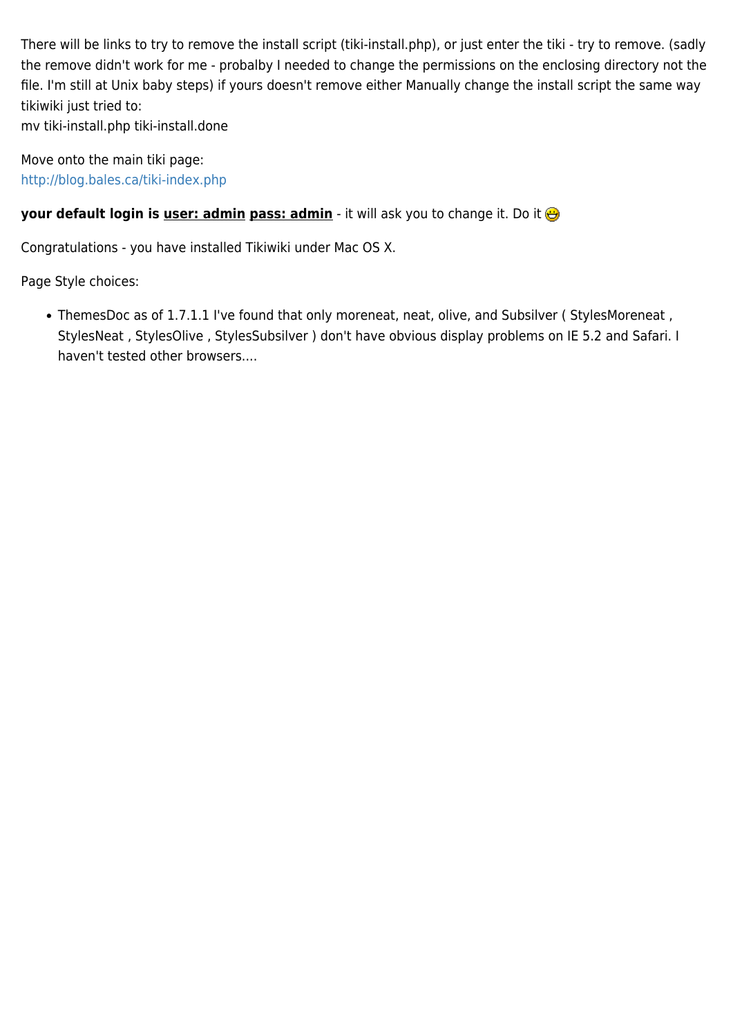There will be links to try to remove the install script (tiki-install.php), or just enter the tiki - try to remove. (sadly the remove didn't work for me - probalby I needed to change the permissions on the enclosing directory not the file. I'm still at Unix baby steps) if yours doesn't remove either Manually change the install script the same way tikiwiki just tried to:
mv tiki-install.php tiki-install.done

Move onto the main tiki page:
http://blog.bales.ca/tiki-index.php

**your default login is <u>user: admin</u> <u>pass: admin</u>** - it will ask you to change it. Do it

Congratulations - you have installed Tikiwiki under Mac OS X.

Page Style choices:

- ThemesDoc as of 1.7.1.1 I've found that only moreneat, neat, olive, and Subsilver ( StylesMoreneat , StylesNeat , StylesOlive , StylesSubsilver ) don't have obvious display problems on IE 5.2 and Safari. I haven't tested other browsers....